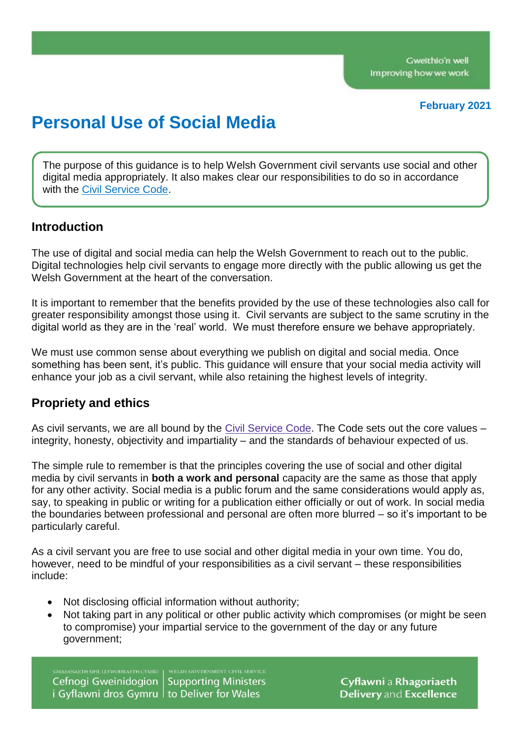February 2021

# Personal Use of Social Media

The purpose of this guidance is to help Welsh Government civil servants use social and other digital media appropriately. It also makes clear our responsibilities to do so in accordance with the [Civil Service Code](#).

## Introduction

The use of digital and social media can help the Welsh Government to reach out to the public. Digital technologies help civil servants to engage more directly with the public allowing us get the Welsh Government at the heart of the conversation.

It is important to remember that the benefits provided by the use of these technologies also call for greater responsibility amongst those using it. Civil servants are subject to the same scrutiny in the digital world as they are in the 'real' world. We must therefore ensure we behave appropriately.

We must use common sense about everything we publish on digital and social media. Once something has been sent, it's public. This guidance will ensure that your social media activity will enhance your job as a civil servant, while also retaining the highest levels of integrity.

## Propriety and ethics

As civil servants, we are all bound by the [Civil Service Code](#). The Code sets out the core values – integrity, honesty, objectivity and impartiality – and the standards of behaviour expected of us.

The simple rule to remember is that the principles covering the use of social and other digital media by civil servants in **both a work and personal** capacity are the same as those that apply for any other activity. Social media is a public forum and the same considerations would apply as, say, to speaking in public or writing for a publication either officially or out of work. In social media the boundaries between professional and personal are often more blurred – so it's important to be particularly careful.

As a civil servant you are free to use social and other digital media in your own time. You do, however, need to be mindful of your responsibilities as a civil servant – these responsibilities include:

- Not disclosing official information without authority;
- Not taking part in any political or other public activity which compromises (or might be seen to compromise) your impartial service to the government of the day or any future government;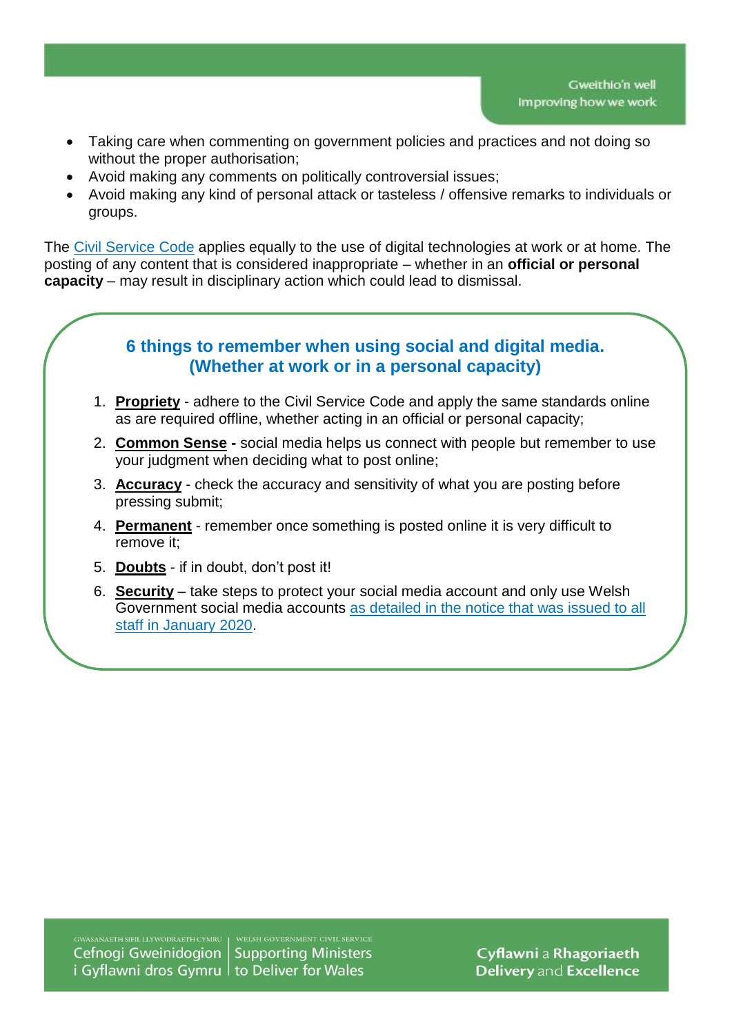- Taking care when commenting on government policies and practices and not doing so without the proper authorisation;
- Avoid making any comments on politically controversial issues;
- Avoid making any kind of personal attack or tasteless / offensive remarks to individuals or groups.

The Civil Service Code applies equally to the use of digital technologies at work or at home. The posting of any content that is considered inappropriate – whether in an **official or personal capacity** – may result in disciplinary action which could lead to dismissal.

## 6 things to remember when using social and digital media. (Whether at work or in a personal capacity)

1. **Propriety** - adhere to the Civil Service Code and apply the same standards online as are required offline, whether acting in an official or personal capacity;
2. **Common Sense -** social media helps us connect with people but remember to use your judgment when deciding what to post online;
3. **Accuracy** - check the accuracy and sensitivity of what you are posting before pressing submit;
4. **Permanent** - remember once something is posted online it is very difficult to remove it;
5. **Doubts** - if in doubt, don't post it!
6. **Security** – take steps to protect your social media account and only use Welsh Government social media accounts as detailed in the notice that was issued to all staff in January 2020.